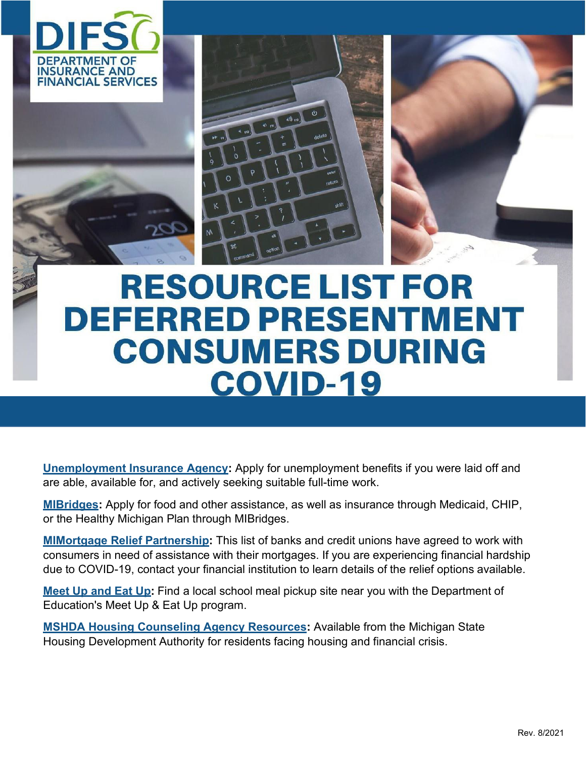DIFS DEPARTMENT OF INSURANCE AND FINANCIAL SERVICES

# RESOURCE LIST FOR DEFERRED PRESENTMENT CONSUMERS DURING COVID-19

**Unemployment Insurance Agency:** Apply for unemployment benefits if you were laid off and are able, available for, and actively seeking suitable full-time work.

**MIBridges:** Apply for food and other assistance, as well as insurance through Medicaid, CHIP, or the Healthy Michigan Plan through MIBridges.

**MIMortgage Relief Partnership:** This list of banks and credit unions have agreed to work with consumers in need of assistance with their mortgages. If you are experiencing financial hardship due to COVID-19, contact your financial institution to learn details of the relief options available.

**Meet Up and Eat Up:** Find a local school meal pickup site near you with the Department of Education's Meet Up & Eat Up program.

**MSHDA Housing Counseling Agency Resources:** Available from the Michigan State Housing Development Authority for residents facing housing and financial crisis.

Rev. 8/2021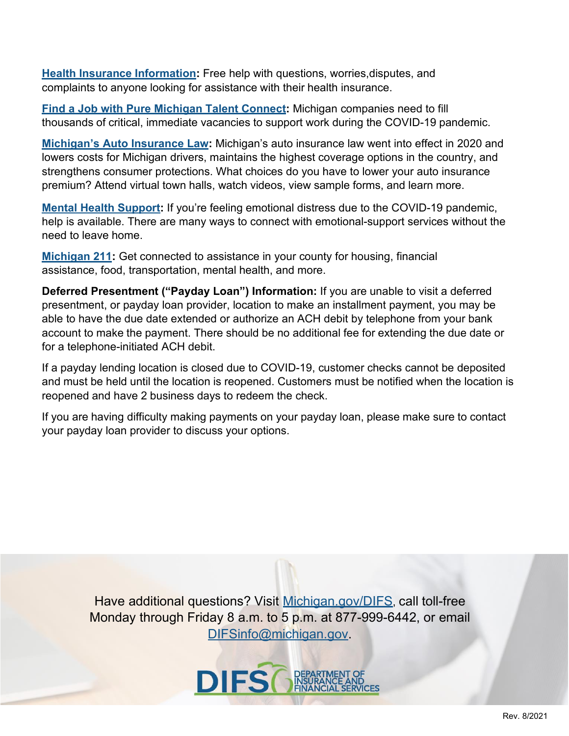**Health Insurance Information**: Free help with questions, worries,disputes, and complaints to anyone looking for assistance with their health insurance.

**Find a Job with Pure Michigan Talent Connect:** Michigan companies need to fill thousands of critical, immediate vacancies to support work during the COVID-19 pandemic.

**Michigan's Auto Insurance Law:** Michigan's auto insurance law went into effect in 2020 and lowers costs for Michigan drivers, maintains the highest coverage options in the country, and strengthens consumer protections. What choices do you have to lower your auto insurance premium? Attend virtual town halls, watch videos, view sample forms, and learn more.

**Mental Health Support:** If you're feeling emotional distress due to the COVID-19 pandemic, help is available. There are many ways to connect with emotional-support services without the need to leave home.

**Michigan 211:** Get connected to assistance in your county for housing, financial assistance, food, transportation, mental health, and more.

**Deferred Presentment ("Payday Loan") Information:** If you are unable to visit a deferred presentment, or payday loan provider, location to make an installment payment, you may be able to have the due date extended or authorize an ACH debit by telephone from your bank account to make the payment. There should be no additional fee for extending the due date or for a telephone-initiated ACH debit.

If a payday lending location is closed due to COVID-19, customer checks cannot be deposited and must be held until the location is reopened. Customers must be notified when the location is reopened and have 2 business days to redeem the check.

If you are having difficulty making payments on your payday loan, please make sure to contact your payday loan provider to discuss your options.

Have additional questions? Visit Michigan.gov/DIFS, call toll-free Monday through Friday 8 a.m. to 5 p.m. at 877-999-6442, or email DIFSinfo@michigan.gov.

DIFS DEPARTMENT OF INSURANCE AND FINANCIAL SERVICES

Rev. 8/2021